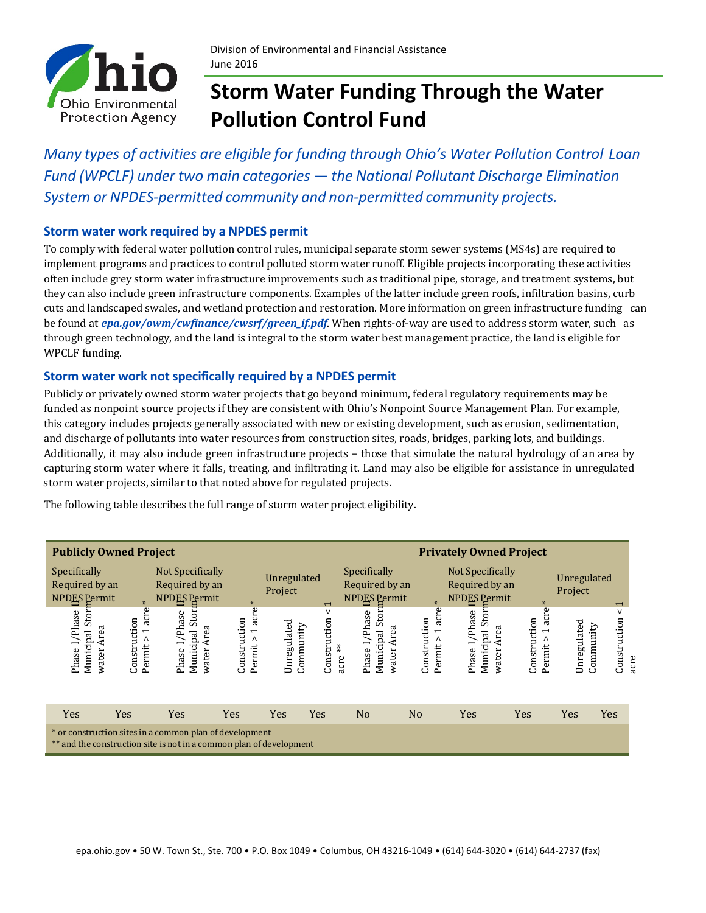Division of Environmental and Financial Assistance
June 2016

# Storm Water Funding Through the Water Pollution Control Fund

*Many types of activities are eligible for funding through Ohio's Water Pollution Control Loan Fund (WPCLF) under two main categories — the National Pollutant Discharge Elimination System or NPDES-permitted community and non-permitted community projects.*

## Storm water work required by a NPDES permit

To comply with federal water pollution control rules, municipal separate storm sewer systems (MS4s) are required to implement programs and practices to control polluted storm water runoff. Eligible projects incorporating these activities often include grey storm water infrastructure improvements such as traditional pipe, storage, and treatment systems, but they can also include green infrastructure components. Examples of the latter include green roofs, infiltration basins, curb cuts and landscaped swales, and wetland protection and restoration. More information on green infrastructure funding can be found at ***epa.gov/owm/cwfinance/cwsrf/green_if.pdf***. When rights-of-way are used to address storm water, such as through green technology, and the land is integral to the storm water best management practice, the land is eligible for WPCLF funding.

## Storm water work not specifically required by a NPDES permit

Publicly or privately owned storm water projects that go beyond minimum, federal regulatory requirements may be funded as nonpoint source projects if they are consistent with Ohio's Nonpoint Source Management Plan. For example, this category includes projects generally associated with new or existing development, such as erosion, sedimentation, and discharge of pollutants into water resources from construction sites, roads, bridges, parking lots, and buildings. Additionally, it may also include green infrastructure projects – those that simulate the natural hydrology of an area by capturing storm water where it falls, treating, and infiltrating it. Land may also be eligible for assistance in unregulated storm water projects, similar to that noted above for regulated projects.

The following table describes the full range of storm water project eligibility.

| **Publicly Owned Project** | | | | | | **Privately Owned Project** | | | | | |
|---|---|---|---|---|---|---|---|---|---|---|---|
| Specifically Required by an NPDES Permit | | Not Specifically Required by an NPDES Permit | | Unregulated Project | | Specifically Required by an NPDES Permit | | Not Specifically Required by an NPDES Permit | | Unregulated Project | |
| Phase I/Phase II Municipal Storm water Area | Construction Permit > 1 acre* | Phase I/Phase II Municipal Storm water Area | Construction Permit > 1 acre* | Unregulated Community | Construction < 1 acre ** | Phase I/Phase II Municipal Storm water Area | Construction Permit > 1 acre* | Phase I/Phase II Municipal Storm water Area | Construction Permit > 1 acre* | Unregulated Community | Construction < 1 acre |
| Yes | Yes | Yes | Yes | Yes | Yes | No | No | Yes | Yes | Yes | Yes |

\* or construction sites in a common plan of development
\*\* and the construction site is not in a common plan of development

epa.ohio.gov • 50 W. Town St., Ste. 700 • P.O. Box 1049 • Columbus, OH 43216-1049 • (614) 644-3020 • (614) 644-2737 (fax)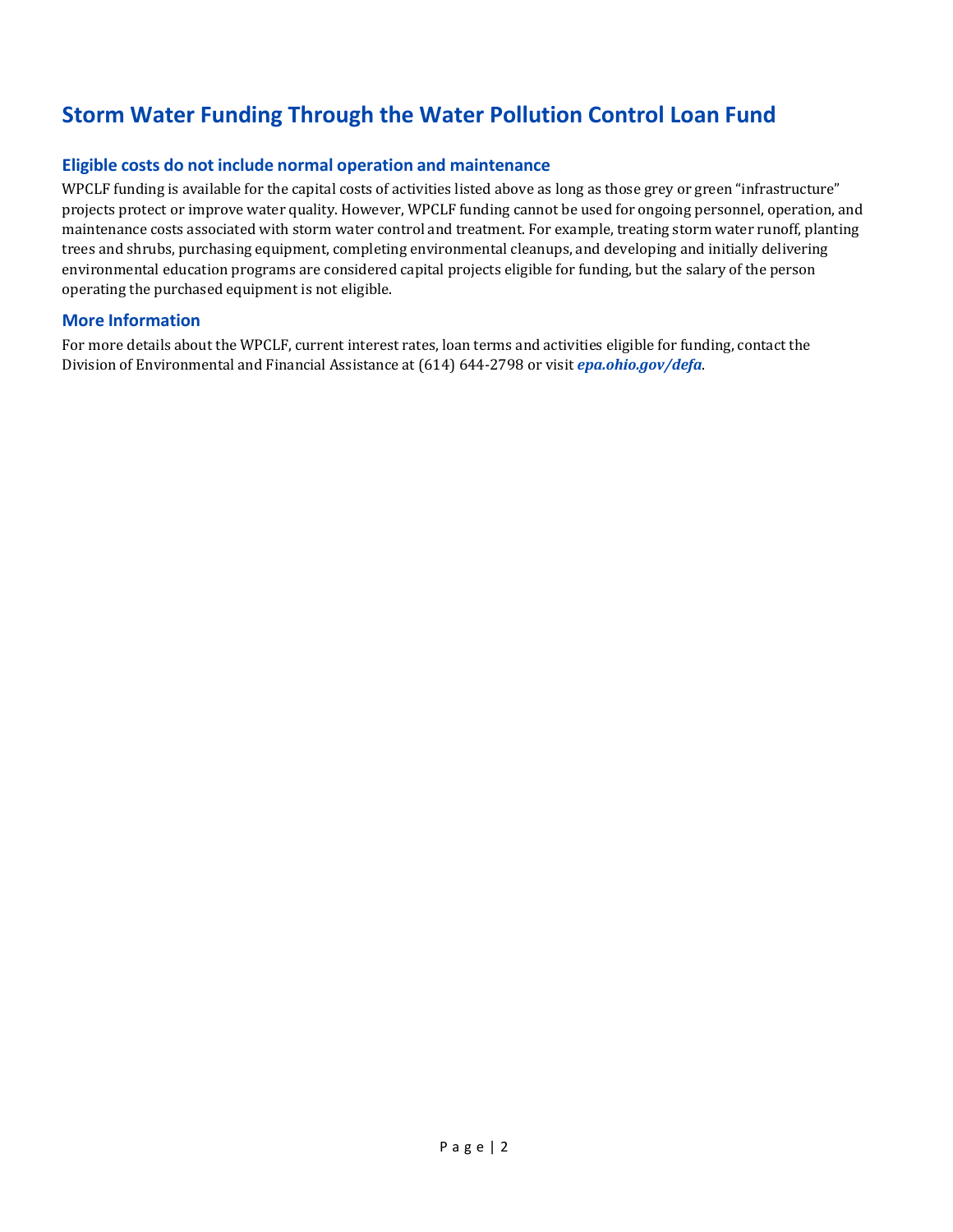# Storm Water Funding Through the Water Pollution Control Loan Fund

## Eligible costs do not include normal operation and maintenance

WPCLF funding is available for the capital costs of activities listed above as long as those grey or green "infrastructure" projects protect or improve water quality. However, WPCLF funding cannot be used for ongoing personnel, operation, and maintenance costs associated with storm water control and treatment. For example, treating storm water runoff, planting trees and shrubs, purchasing equipment, completing environmental cleanups, and developing and initially delivering environmental education programs are considered capital projects eligible for funding, but the salary of the person operating the purchased equipment is not eligible.

## More Information

For more details about the WPCLF, current interest rates, loan terms and activities eligible for funding, contact the Division of Environmental and Financial Assistance at (614) 644-2798 or visit ***epa.ohio.gov/defa***.